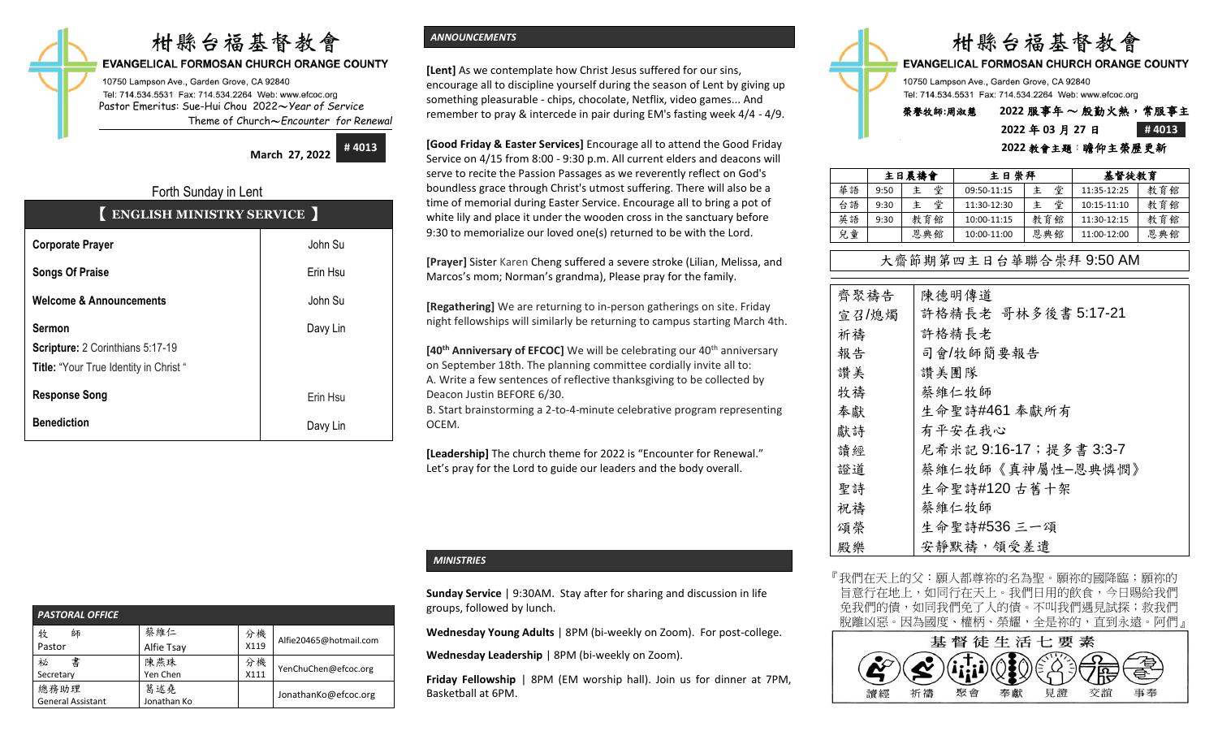# 柑縣台福基督教會

**EVANGELICAL FORMOSAN CHURCH ORANGE COUNTY**

10750 Lampson Ave., Garden Grove, CA 92840
Tel: 714.534.5531 Fax: 714.534.2264 Web: www.efcoc.org
Pastor Emeritus: Sue-Hui Chou 2022～*Year of Service*
Theme of Church～*Encounter for Renewal*

**March 27, 2022** **# 4013**

Forth Sunday in Lent

## 【 ENGLISH MINISTRY SERVICE 】

| | |
|---|---|
| **Corporate Prayer** | John Su |
| **Songs Of Praise** | Erin Hsu |
| **Welcome & Announcements** | John Su |
| **Sermon**<br>**Scripture:** 2 Corinthians 5:17-19<br>**Title:** "Your True Identity in Christ " | Davy Lin |
| **Response Song** | Erin Hsu |
| **Benediction** | Davy Lin |

### *PASTORAL OFFICE*

| | | | |
|---|---|---|---|
| 牧　師<br>Pastor | 蔡維仁<br>Alfie Tsay | 分機<br>X119 | Alfie20465@hotmail.com |
| 秘　書<br>Secretary | 陳燕珠<br>Yen Chen | 分機<br>X111 | YenChuChen@efcoc.org |
| 總務助理<br>General Assistant | 葛述堯<br>Jonathan Ko | | JonathanKo@efcoc.org |

### *ANNOUNCEMENTS*

**[Lent]** As we contemplate how Christ Jesus suffered for our sins, encourage all to discipline yourself during the season of Lent by giving up something pleasurable - chips, chocolate, Netflix, video games... And remember to pray & intercede in pair during EM's fasting week 4/4 - 4/9.

**[Good Friday & Easter Services]** Encourage all to attend the Good Friday Service on 4/15 from 8:00 - 9:30 p.m. All current elders and deacons will serve to recite the Passion Passages as we reverently reflect on God's boundless grace through Christ's utmost suffering. There will also be a time of memorial during Easter Service. Encourage all to bring a pot of white lily and place it under the wooden cross in the sanctuary before 9:30 to memorialize our loved one(s) returned to be with the Lord.

**[Prayer]** Sister Karen Cheng suffered a severe stroke (Lilian, Melissa, and Marcos's mom; Norman's grandma), Please pray for the family.

**[Regathering]** We are returning to in-person gatherings on site. Friday night fellowships will similarly be returning to campus starting March 4th.

**[40th Anniversary of EFCOC]** We will be celebrating our 40th anniversary on September 18th. The planning committee cordially invite all to:
A. Write a few sentences of reflective thanksgiving to be collected by Deacon Justin BEFORE 6/30.
B. Start brainstorming a 2-to-4-minute celebrative program representing OCEM.

**[Leadership]** The church theme for 2022 is "Encounter for Renewal." Let's pray for the Lord to guide our leaders and the body overall.

### *MINISTRIES*

**Sunday Service** | 9:30AM. Stay after for sharing and discussion in life groups, followed by lunch.

**Wednesday Young Adults** | 8PM (bi-weekly on Zoom). For post-college.

**Wednesday Leadership** | 8PM (bi-weekly on Zoom).

**Friday Fellowship** | 8PM (EM worship hall). Join us for dinner at 7PM, Basketball at 6PM.

# 柑縣台福基督教會

**EVANGELICAL FORMOSAN CHURCH ORANGE COUNTY**

10750 Lampson Ave., Garden Grove, CA 92840
Tel: 714.534.5531 Fax: 714.534.2264 Web: www.efcoc.org

榮譽牧師:周淑慧　**2022 服事年 ～ 殷勤火熱，常服事主**

**2022 年 03 月 27 日** **# 4013**

**2022 教會主題：瞻仰主榮歷更新**

| | 主日晨禱會 | | 主日崇拜 | | 基督徒教育 | |
|---|---|---|---|---|---|---|
| 華語 | 9:50 | 主　堂 | 09:50-11:15 | 主　堂 | 11:35-12:25 | 教育館 |
| 台語 | 9:30 | 主　堂 | 11:30-12:30 | 主　堂 | 10:15-11:10 | 教育館 |
| 英語 | 9:30 | 教育館 | 10:00-11:15 | 教育館 | 11:30-12:15 | 教育館 |
| 兒童 | | 恩典館 | 10:00-11:00 | 恩典館 | 11:00-12:00 | 恩典館 |

## 大齋節期第四主日台華聯合崇拜 9:50 AM

| | |
|---|---|
| 齊聚禱告 | 陳德明傳道 |
| 宣召/熄燭 | 許格精長老 哥林多後書 5:17-21 |
| 祈禱 | 許格精長老 |
| 報告 | 司會/牧師簡要報告 |
| 讚美 | 讚美團隊 |
| 牧禱 | 蔡維仁牧師 |
| 奉獻 | 生命聖詩#461 奉獻所有 |
| 獻詩 | 有平安在我心 |
| 讀經 | 尼希米記 9:16-17；提多書 3:3-7 |
| 證道 | 蔡維仁牧師《真神屬性–恩典憐憫》 |
| 聖詩 | 生命聖詩#120 古舊十架 |
| 祝禱 | 蔡維仁牧師 |
| 頌榮 | 生命聖詩#536 三一頌 |
| 殿樂 | 安靜默禱，領受差遣 |

『我們在天上的父：願人都尊祢的名為聖。願祢的國降臨；願祢的旨意行在地上，如同行在天上。我們日用的飲食，今日賜給我們。免我們的債，如同我們免了人的債。不叫我們遇見試探；救我們脫離凶惡。因為國度、權柄、榮耀，全是祢的，直到永遠。阿們』

**基督徒生活七要素**

讀經　祈禱　聚會　奉獻　見證　交誼　事奉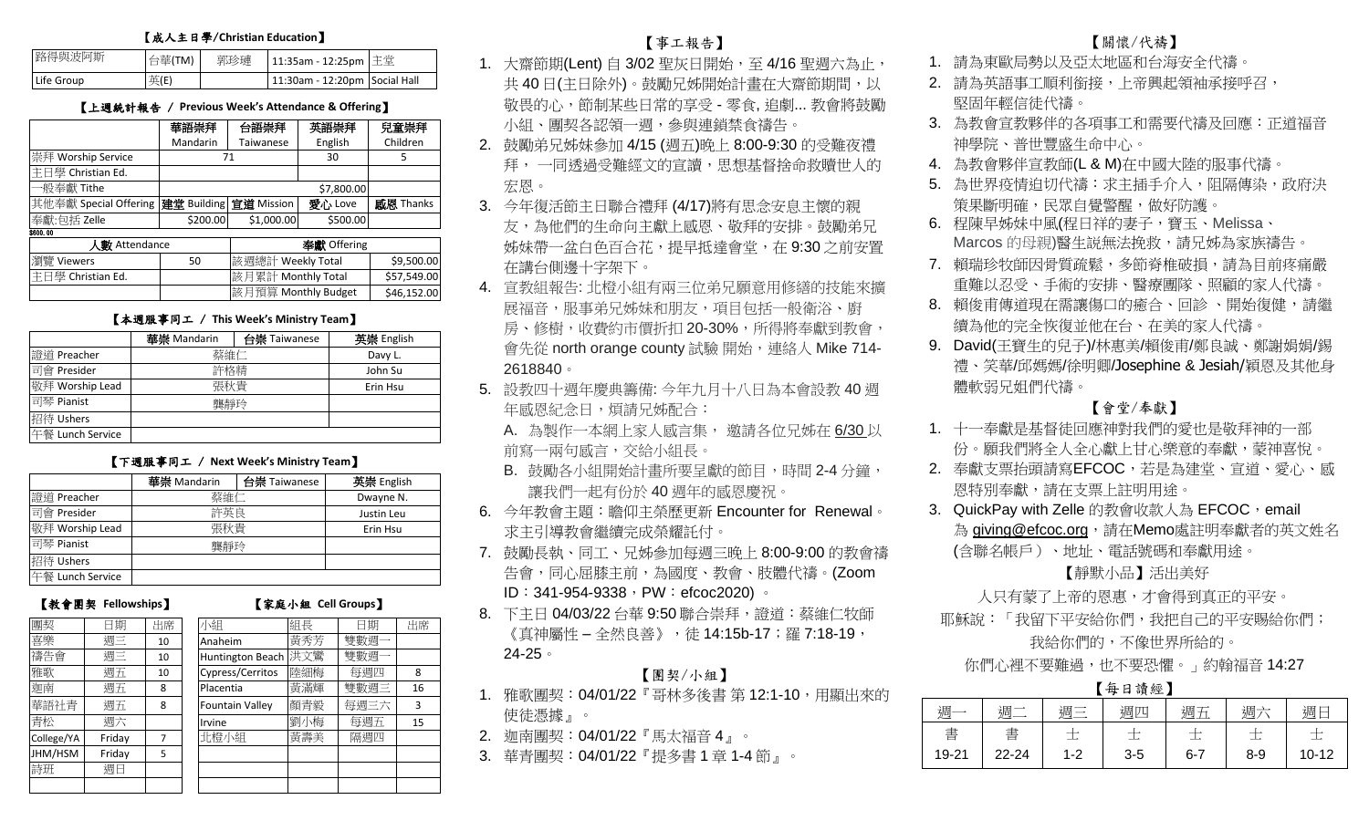## 【成人主日學/Christian Education】

| | | | | |
|---|---|---|---|---|
| 路得與波阿斯 | 台華(TM) | 郭珍嬅 | 11:35am - 12:25pm | 主堂 |
| Life Group | 英(E) | | 11:30am - 12:20pm | Social Hall |

## 【上週統計報告 / Previous Week's Attendance & Offering】

| | 華語崇拜 Mandarin | 台語崇拜 Taiwanese | 英語崇拜 English | 兒童崇拜 Children |
|---|---|---|---|---|
| 崇拜 Worship Service | 71 | | 30 | 5 |
| 主日學 Christian Ed. | | | | |
| 一般奉獻 Tithe | $7,800.00 | | | |
| 其他奉獻 Special Offering | 建堂 Building | 宣道 Mission | 愛心 Love | 感恩 Thanks |
| 奉獻:包括 Zelle $600.00 | $200.00 | $1,000.00 | $500.00 | |

| 人數 Attendance | | 奉獻 Offering | |
|---|---|---|---|
| 瀏覽 Viewers | 50 | 該週總計 Weekly Total | $9,500.00 |
| 主日學 Christian Ed. | | 該月累計 Monthly Total | $57,549.00 |
| | | 該月預算 Monthly Budget | $46,152.00 |

## 【本週服事同工 / This Week's Ministry Team】

| | 華崇 Mandarin | 台崇 Taiwanese | 英崇 English |
|---|---|---|---|
| 證道 Preacher | 蔡維仁 | | Davy L. |
| 司會 Presider | 許格精 | | John Su |
| 敬拜 Worship Lead | 張秋貴 | | Erin Hsu |
| 司琴 Pianist | 龔靜玲 | | |
| 招待 Ushers | | | |
| 午餐 Lunch Service | | | |

## 【下週服事同工 / Next Week's Ministry Team】

| | 華崇 Mandarin | 台崇 Taiwanese | 英崇 English |
|---|---|---|---|
| 證道 Preacher | 蔡維仁 | | Dwayne N. |
| 司會 Presider | 許英良 | | Justin Leu |
| 敬拜 Worship Lead | 張秋貴 | | Erin Hsu |
| 司琴 Pianist | 龔靜玲 | | |
| 招待 Ushers | | | |
| 午餐 Lunch Service | | | |

## 【教會團契 Fellowships】

| 團契 | 日期 | 出席 |
|---|---|---|
| 喜樂 | 週三 | 10 |
| 禱告會 | 週三 | 10 |
| 雅歌 | 週五 | 10 |
| 迦南 | 週五 | 8 |
| 華語社青 | 週五 | 8 |
| 青松 | 週六 | |
| College/YA | Friday | 7 |
| JHM/HSM | Friday | 5 |
| 詩班 | 週日 | |

## 【家庭小組 Cell Groups】

| 小組 | 組長 | 日期 | 出席 |
|---|---|---|---|
| Anaheim | 黃秀芳 | 雙數週一 | |
| Huntington Beach | 洪文鶯 | 雙數週一 | |
| Cypress/Cerritos | 陸細梅 | 每週四 | 8 |
| Placentia | 黃滿輝 | 雙數週三 | 16 |
| Fountain Valley | 顏青毅 | 每週三六 | 3 |
| Irvine | 劉小梅 | 每週五 | 15 |
| 北橙小組 | 黃壽美 | 隔週四 | |

## 【事工報告】

1. 大齋節期(Lent) 自 3/02 聖灰日開始，至 4/16 聖週六為止，共 40 日(主日除外)。鼓勵兄姊開始計畫在大齋節期間，以敬畏的心，節制某些日常的享受 - 零食, 追劇... 教會將鼓勵小組、團契各認領一週，參與連鎖禁食禱告。
2. 鼓勵弟兄姊妹參加 4/15 (週五)晚上 8:00-9:30 的受難夜禮拜， 一同透過受難經文的宣讀，思想基督捨命救贖世人的宏恩。
3. 今年復活節主日聯合禮拜 (4/17)將有思念安息主懷的親友，為他們的生命向主獻上感恩、敬拜的安排。鼓勵弟兄姊妹帶一盆白色百合花，提早抵達會堂，在 9:30 之前安置在講台側邊十字架下。
4. 宣教組報告: 北橙小組有兩三位弟兄願意用修繕的技能來擴展福音，服事弟兄姊妹和朋友，項目包括一般衛浴、廚房、修樹，收費約市價折扣 20-30%，所得將奉獻到教會，會先從 north orange county 試驗 開始，連絡人 Mike 714-2618840。
5. 設教四十週年慶典籌備: 今年九月十八日為本會設教 40 週年感恩紀念日，煩請兄姊配合：
   A. 為製作一本網上家人感言集， 邀請各位兄姊在 6/30 以前寫一兩句感言，交給小組長。
   B. 鼓勵各小組開始計畫所要呈獻的節目，時間 2-4 分鐘，讓我們一起有份於 40 週年的感恩慶祝。
6. 今年教會主題：瞻仰主榮歷更新 Encounter for Renewal。求主引導教會繼續完成榮耀託付。
7. 鼓勵長執、同工、兄姊參加每週三晚上 8:00-9:00 的教會禱告會，同心屈膝主前，為國度、教會、肢體代禱。(Zoom ID：341-954-9338，PW：efcoc2020) 。
8. 下主日 04/03/22 台華 9:50 聯合崇拜，證道：蔡維仁牧師《真神屬性 – 全然良善》，徒 14:15b-17；羅 7:18-19，24-25。

## 【團契/小組】

1. 雅歌團契：04/01/22『哥林多後書 第 12:1-10，用顯出來的使徒憑據』。
2. 迦南團契：04/01/22『馬太福音 4』。
3. 華青團契：04/01/22『提多書 1 章 1-4 節』。

## 【關懷/代禱】

1. 請為東歐局勢以及亞太地區和台海安全代禱。
2. 請為英語事工順利銜接，上帝興起領袖承接呼召，堅固年輕信徒代禱。
3. 為教會宣教夥伴的各項事工和需要代禱及回應：正道福音神學院、普世豐盛生命中心。
4. 為教會夥伴宣教師(L & M)在中國大陸的服事代禱。
5. 為世界疫情迫切代禱：求主插手介入，阻隔傳染，政府決策果斷明確，民眾自覺警醒，做好防護。
6. 程陳早姊妹中風(程日祥的妻子，寶玉、Melissa、Marcos 的母親)醫生說無法挽救，請兄姊為家族禱告。
7. 賴瑞珍牧師因骨質疏鬆，多節脊椎破損，請為目前疼痛嚴重難以忍受、手術的安排、醫療團隊、照顧的家人代禱。
8. 賴俊甫傳道現在需讓傷口的癒合、回診 、開始復健，請繼續為他的完全恢復並他在台、在美的家人代禱。
9. David(王寶生的兒子)/林惠美/賴俊甫/鄭良誠、鄭謝娟娟/錫禮、笑華/邱媽媽/徐明卿/Josephine & Jesiah/穎恩及其他身體軟弱兄姐們代禱。

## 【會堂/奉獻】

1. 十一奉獻是基督徒回應神對我們的愛也是敬拜神的一部份。願我們將全人全心獻上甘心樂意的奉獻，蒙神喜悅。
2. 奉獻支票抬頭請寫EFCOC，若是為建堂、宣道、愛心、感恩特別奉獻，請在支票上註明用途。
3. QuickPay with Zelle 的教會收款人為 EFCOC，email 為 giving@efcoc.org，請在Memo處註明奉獻者的英文姓名(含聯名帳戶）、地址、電話號碼和奉獻用途。

## 【靜默小品】活出美好

人只有蒙了上帝的恩惠，才會得到真正的平安。

耶穌說：「我留下平安給你們，我把自己的平安賜給你們；我給你們的，不像世界所給的。

你們心裡不要難過，也不要恐懼。」約翰福音 14:27

## 【每日讀經】

| 週一 | 週二 | 週三 | 週四 | 週五 | 週六 | 週日 |
|---|---|---|---|---|---|---|
| 書 | 書 | 士 | 士 | 士 | 士 | 士 |
| 19-21 | 22-24 | 1-2 | 3-5 | 6-7 | 8-9 | 10-12 |